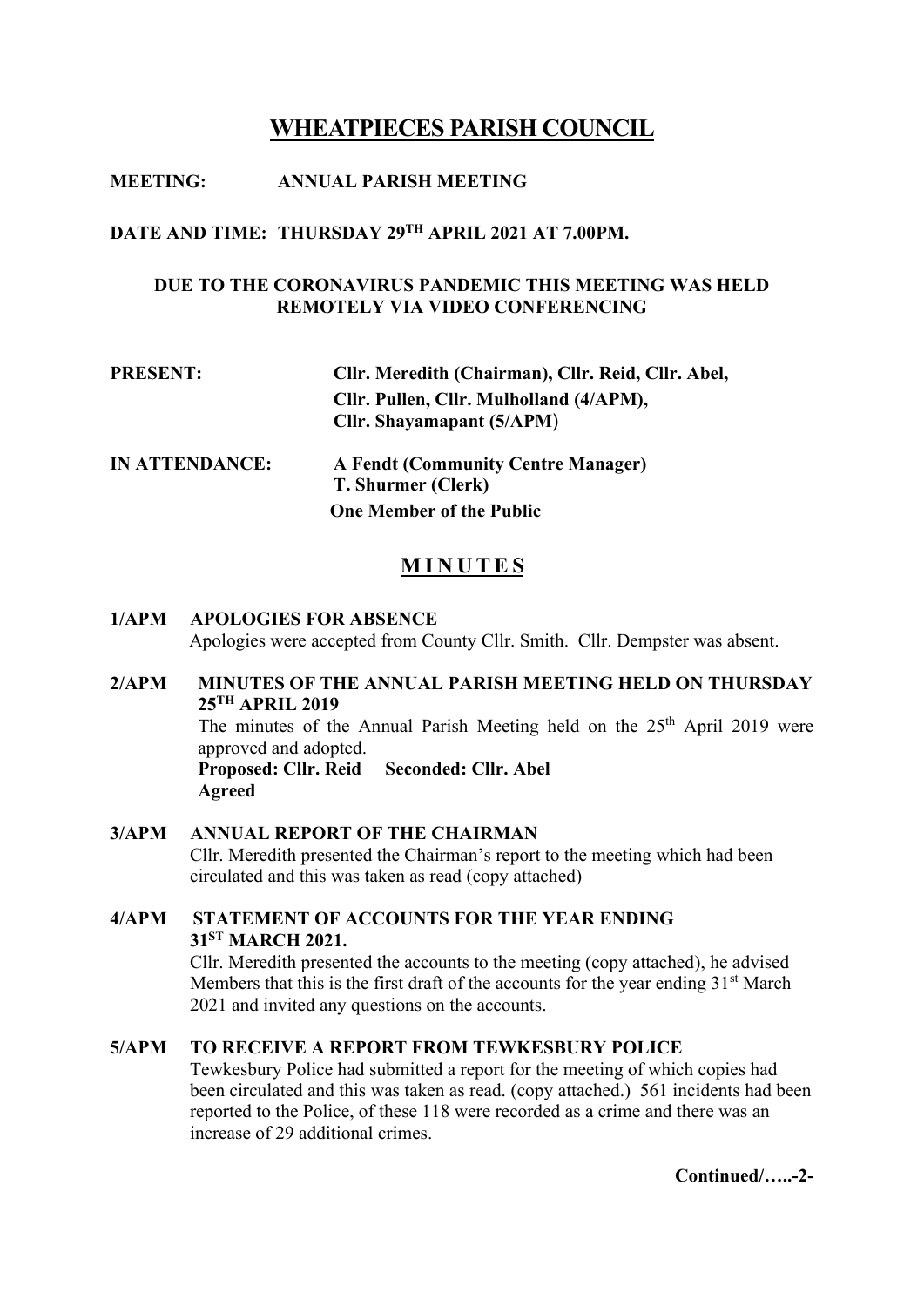# WHEATPIECES PARISH COUNCIL

**MEETING:** **ANNUAL PARISH MEETING**

**DATE AND TIME: THURSDAY 29TH APRIL 2021 AT 7.00PM.**

**DUE TO THE CORONAVIRUS PANDEMIC THIS MEETING WAS HELD REMOTELY VIA VIDEO CONFERENCING**

**PRESENT:** **Cllr. Meredith (Chairman), Cllr. Reid, Cllr. Abel, Cllr. Pullen, Cllr. Mulholland (4/APM), Cllr. Shayamapant (5/APM)**

**IN ATTENDANCE:** **A Fendt (Community Centre Manager)**
**T. Shurmer (Clerk)**
**One Member of the Public**

## MINUTES

**1/APM APOLOGIES FOR ABSENCE**

Apologies were accepted from County Cllr. Smith. Cllr. Dempster was absent.

**2/APM MINUTES OF THE ANNUAL PARISH MEETING HELD ON THURSDAY 25TH APRIL 2019**

The minutes of the Annual Parish Meeting held on the 25th April 2019 were approved and adopted.

**Proposed: Cllr. Reid Seconded: Cllr. Abel**
**Agreed**

**3/APM ANNUAL REPORT OF THE CHAIRMAN**

Cllr. Meredith presented the Chairman's report to the meeting which had been circulated and this was taken as read (copy attached)

**4/APM STATEMENT OF ACCOUNTS FOR THE YEAR ENDING 31ST MARCH 2021.**

Cllr. Meredith presented the accounts to the meeting (copy attached), he advised Members that this is the first draft of the accounts for the year ending 31st March 2021 and invited any questions on the accounts.

**5/APM TO RECEIVE A REPORT FROM TEWKESBURY POLICE**

Tewkesbury Police had submitted a report for the meeting of which copies had been circulated and this was taken as read. (copy attached.) 561 incidents had been reported to the Police, of these 118 were recorded as a crime and there was an increase of 29 additional crimes.

**Continued/…..-2-**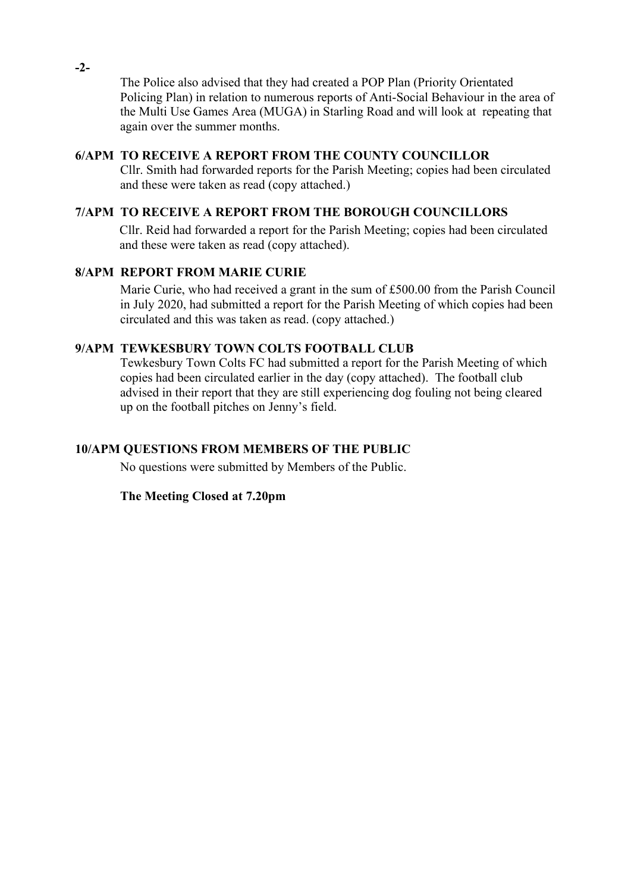The Police also advised that they had created a POP Plan (Priority Orientated Policing Plan) in relation to numerous reports of Anti-Social Behaviour in the area of the Multi Use Games Area (MUGA) in Starling Road and will look at repeating that again over the summer months.

**6/APM TO RECEIVE A REPORT FROM THE COUNTY COUNCILLOR**

Cllr. Smith had forwarded reports for the Parish Meeting; copies had been circulated and these were taken as read (copy attached.)

**7/APM TO RECEIVE A REPORT FROM THE BOROUGH COUNCILLORS**

Cllr. Reid had forwarded a report for the Parish Meeting; copies had been circulated and these were taken as read (copy attached).

**8/APM REPORT FROM MARIE CURIE**

Marie Curie, who had received a grant in the sum of £500.00 from the Parish Council in July 2020, had submitted a report for the Parish Meeting of which copies had been circulated and this was taken as read. (copy attached.)

**9/APM TEWKESBURY TOWN COLTS FOOTBALL CLUB**

Tewkesbury Town Colts FC had submitted a report for the Parish Meeting of which copies had been circulated earlier in the day (copy attached). The football club advised in their report that they are still experiencing dog fouling not being cleared up on the football pitches on Jenny's field.

**10/APM QUESTIONS FROM MEMBERS OF THE PUBLIC**

No questions were submitted by Members of the Public.

**The Meeting Closed at 7.20pm**